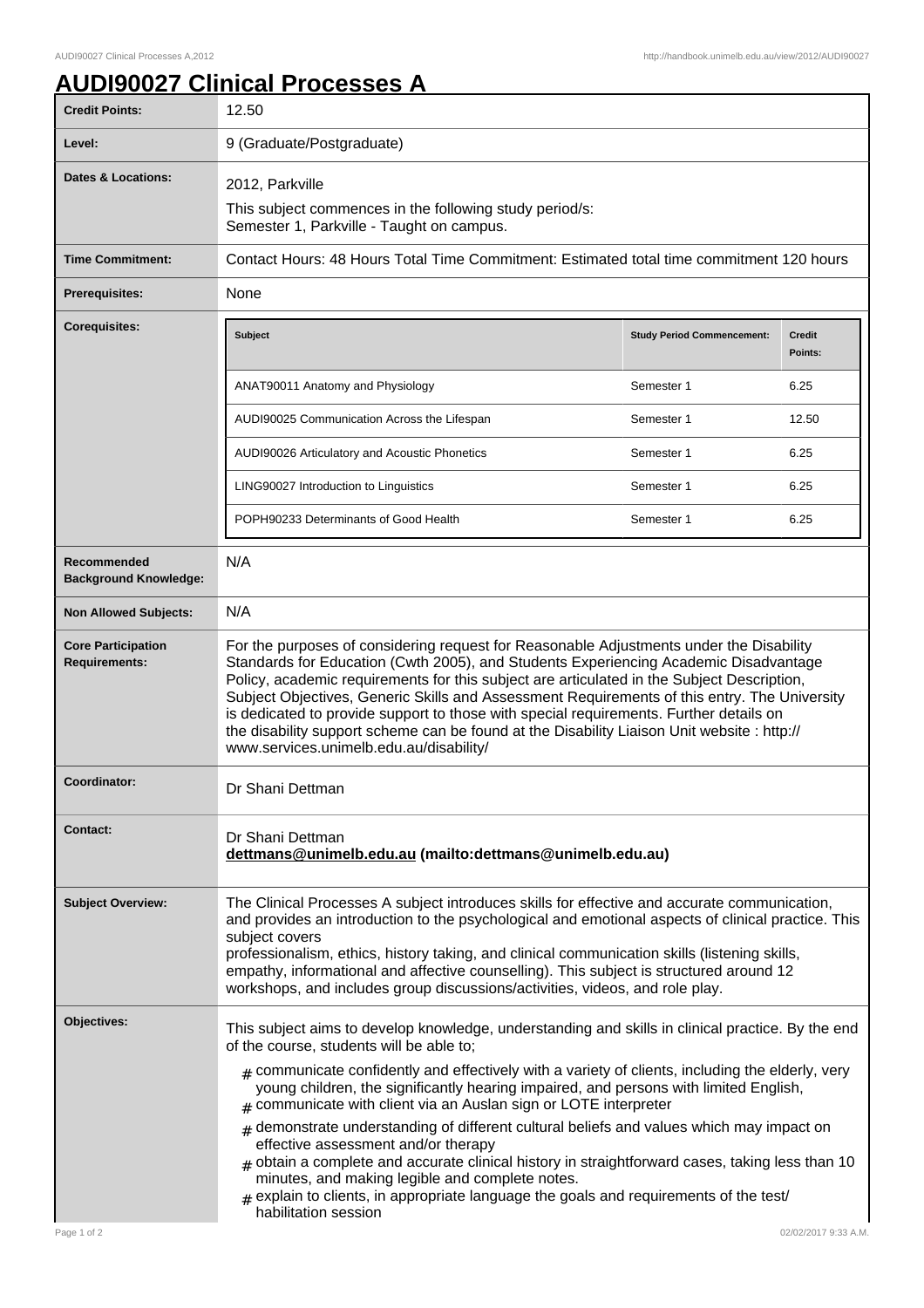# AUDI90027 Clinical Processes A

| | |
|---|---|
| **Credit Points:** | 12.50 |
| **Level:** | 9 (Graduate/Postgraduate) |
| **Dates & Locations:** | 2012, Parkville<br>This subject commences in the following study period/s:<br>Semester 1, Parkville - Taught on campus. |
| **Time Commitment:** | Contact Hours: 48 Hours Total Time Commitment: Estimated total time commitment 120 hours |
| **Prerequisites:** | None |
| **Corequisites:** | See table below |
| **Recommended Background Knowledge:** | N/A |
| **Non Allowed Subjects:** | N/A |
| **Core Participation Requirements:** | For the purposes of considering request for Reasonable Adjustments under the Disability Standards for Education (Cwth 2005), and Students Experiencing Academic Disadvantage Policy, academic requirements for this subject are articulated in the Subject Description, Subject Objectives, Generic Skills and Assessment Requirements of this entry. The University is dedicated to provide support to those with special requirements. Further details on the disability support scheme can be found at the Disability Liaison Unit website : http://www.services.unimelb.edu.au/disability/ |
| **Coordinator:** | Dr Shani Dettman |
| **Contact:** | Dr Shani Dettman<br>**dettmans@unimelb.edu.au (mailto:dettmans@unimelb.edu.au)** |
| **Subject Overview:** | The Clinical Processes A subject introduces skills for effective and accurate communication, and provides an introduction to the psychological and emotional aspects of clinical practice. This subject covers professionalism, ethics, history taking, and clinical communication skills (listening skills, empathy, informational and affective counselling). This subject is structured around 12 workshops, and includes group discussions/activities, videos, and role play. |

**Corequisites:**

| Subject | Study Period Commencement: | Credit Points: |
|---|---|---|
| ANAT90011 Anatomy and Physiology | Semester 1 | 6.25 |
| AUDI90025 Communication Across the Lifespan | Semester 1 | 12.50 |
| AUDI90026 Articulatory and Acoustic Phonetics | Semester 1 | 6.25 |
| LING90027 Introduction to Linguistics | Semester 1 | 6.25 |
| POPH90233 Determinants of Good Health | Semester 1 | 6.25 |

**Objectives:**

This subject aims to develop knowledge, understanding and skills in clinical practice. By the end of the course, students will be able to;

- communicate confidently and effectively with a variety of clients, including the elderly, very young children, the significantly hearing impaired, and persons with limited English,
- communicate with client via an Auslan sign or LOTE interpreter
- demonstrate understanding of different cultural beliefs and values which may impact on effective assessment and/or therapy
- obtain a complete and accurate clinical history in straightforward cases, taking less than 10 minutes, and making legible and complete notes.
- explain to clients, in appropriate language the goals and requirements of the test/habilitation session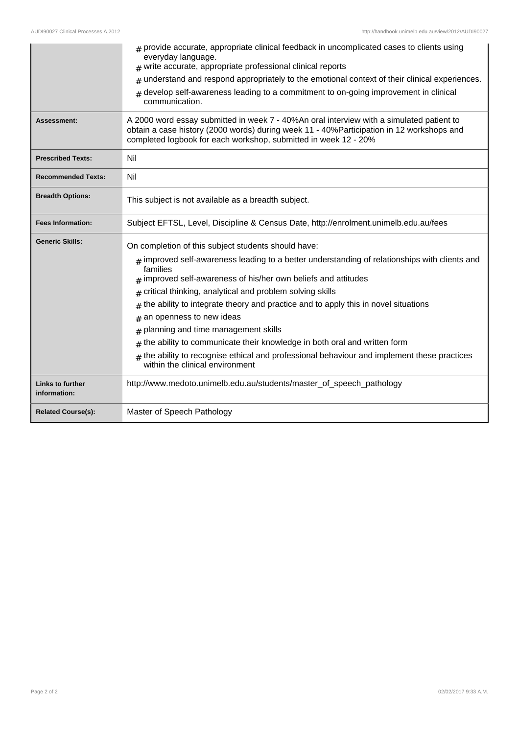| | |
|---|---|
| | # provide accurate, appropriate clinical feedback in uncomplicated cases to clients using everyday language.<br># write accurate, appropriate professional clinical reports<br># understand and respond appropriately to the emotional context of their clinical experiences.<br># develop self-awareness leading to a commitment to on-going improvement in clinical communication. |
| **Assessment:** | A 2000 word essay submitted in week 7 - 40%An oral interview with a simulated patient to obtain a case history (2000 words) during week 11 - 40%Participation in 12 workshops and completed logbook for each workshop, submitted in week 12 - 20% |
| **Prescribed Texts:** | Nil |
| **Recommended Texts:** | Nil |
| **Breadth Options:** | This subject is not available as a breadth subject. |
| **Fees Information:** | Subject EFTSL, Level, Discipline & Census Date, http://enrolment.unimelb.edu.au/fees |
| **Generic Skills:** | On completion of this subject students should have:<br># improved self-awareness leading to a better understanding of relationships with clients and families<br># improved self-awareness of his/her own beliefs and attitudes<br># critical thinking, analytical and problem solving skills<br># the ability to integrate theory and practice and to apply this in novel situations<br># an openness to new ideas<br># planning and time management skills<br># the ability to communicate their knowledge in both oral and written form<br># the ability to recognise ethical and professional behaviour and implement these practices within the clinical environment |
| **Links to further information:** | http://www.medoto.unimelb.edu.au/students/master_of_speech_pathology |
| **Related Course(s):** | Master of Speech Pathology |